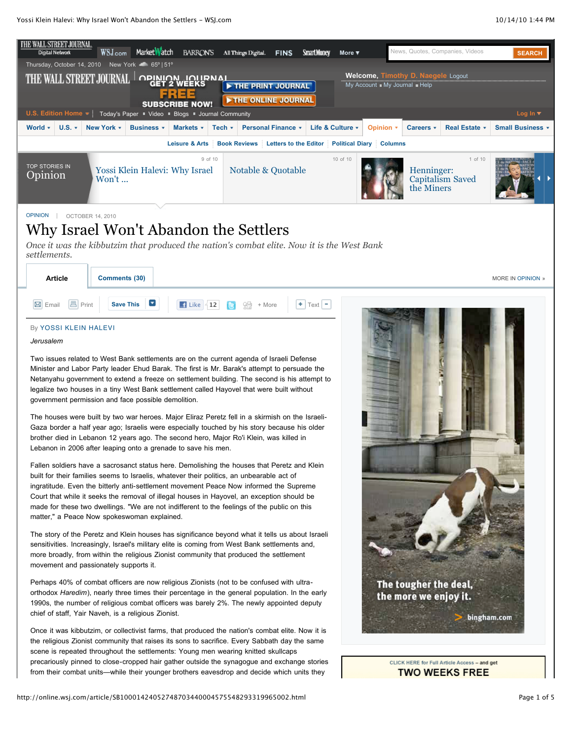OPINION | OCTOBER 14, 2010

# Why Israel Won't Abandon the Settlers

*Once it was the kibbutzim that produced the nation's combat elite. Now it is the West Bank settlements.*

By YOSSI KLEIN HALEVI

*Jerusalem*

Two issues related to West Bank settlements are on the current agenda of Israeli Defense Minister and Labor Party leader Ehud Barak. The first is Mr. Barak's attempt to persuade the Netanyahu government to extend a freeze on settlement building. The second is his attempt to legalize two houses in a tiny West Bank settlement called Hayovel that were built without government permission and face possible demolition.

The houses were built by two war heroes. Major Eliraz Peretz fell in a skirmish on the Israeli-Gaza border a half year ago; Israelis were especially touched by his story because his older brother died in Lebanon 12 years ago. The second hero, Major Ro'i Klein, was killed in Lebanon in 2006 after leaping onto a grenade to save his men.

Fallen soldiers have a sacrosanct status here. Demolishing the houses that Peretz and Klein built for their families seems to Israelis, whatever their politics, an unbearable act of ingratitude. Even the bitterly anti-settlement movement Peace Now informed the Supreme Court that while it seeks the removal of illegal houses in Hayovel, an exception should be made for these two dwellings. "We are not indifferent to the feelings of the public on this matter," a Peace Now spokeswoman explained.

The story of the Peretz and Klein houses has significance beyond what it tells us about Israeli sensitivities. Increasingly, Israel's military elite is coming from West Bank settlements and, more broadly, from within the religious Zionist community that produced the settlement movement and passionately supports it.

Perhaps 40% of combat officers are now religious Zionists (not to be confused with ultra-orthodox *Haredim*), nearly three times their percentage in the general population. In the early 1990s, the number of religious combat officers was barely 2%. The newly appointed deputy chief of staff, Yair Naveh, is a religious Zionist.

Once it was kibbutzim, or collectivist farms, that produced the nation's combat elite. Now it is the religious Zionist community that raises its sons to sacrifice. Every Sabbath day the same scene is repeated throughout the settlements: Young men wearing knitted skullcaps precariously pinned to close-cropped hair gather outside the synagogue and exchange stories from their combat units—while their younger brothers eavesdrop and decide which units they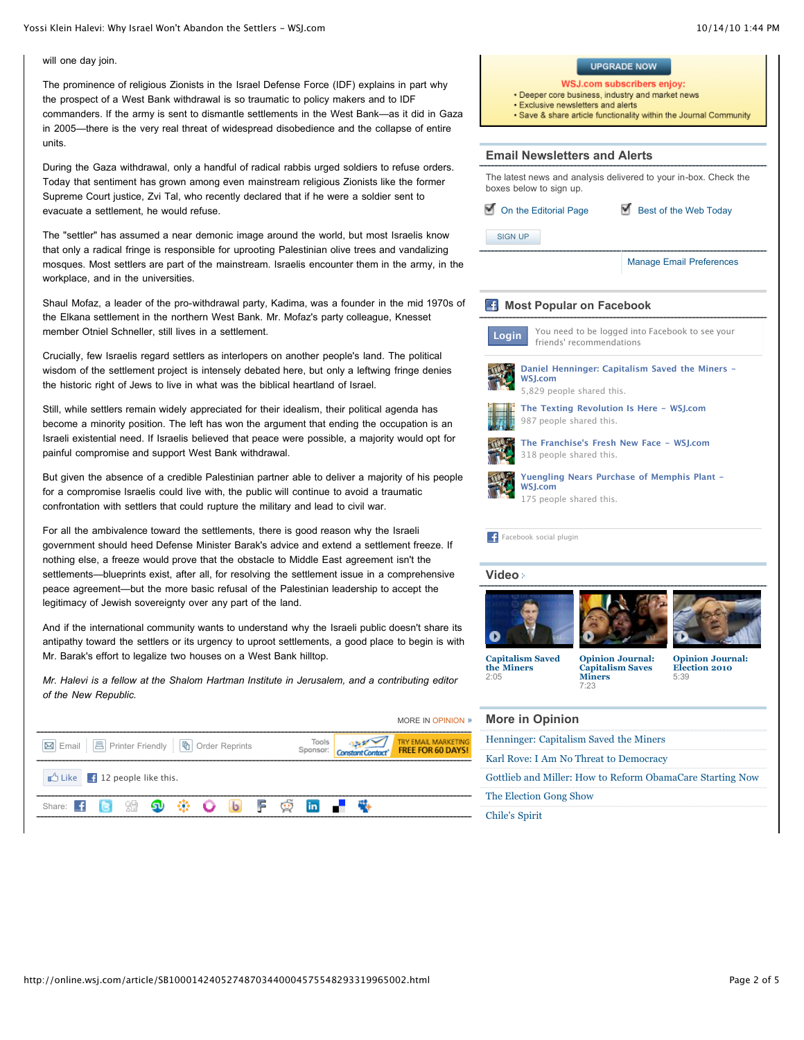will one day join.

The prominence of religious Zionists in the Israel Defense Force (IDF) explains in part why the prospect of a West Bank withdrawal is so traumatic to policy makers and to IDF commanders. If the army is sent to dismantle settlements in the West Bank—as it did in Gaza in 2005—there is the very real threat of widespread disobedience and the collapse of entire units.

During the Gaza withdrawal, only a handful of radical rabbis urged soldiers to refuse orders. Today that sentiment has grown among even mainstream religious Zionists like the former Supreme Court justice, Zvi Tal, who recently declared that if he were a soldier sent to evacuate a settlement, he would refuse.

The "settler" has assumed a near demonic image around the world, but most Israelis know that only a radical fringe is responsible for uprooting Palestinian olive trees and vandalizing mosques. Most settlers are part of the mainstream. Israelis encounter them in the army, in the workplace, and in the universities.

Shaul Mofaz, a leader of the pro-withdrawal party, Kadima, was a founder in the mid 1970s of the Elkana settlement in the northern West Bank. Mr. Mofaz's party colleague, Knesset member Otniel Schneller, still lives in a settlement.

Crucially, few Israelis regard settlers as interlopers on another people's land. The political wisdom of the settlement project is intensely debated here, but only a leftwing fringe denies the historic right of Jews to live in what was the biblical heartland of Israel.

Still, while settlers remain widely appreciated for their idealism, their political agenda has become a minority position. The left has won the argument that ending the occupation is an Israeli existential need. If Israelis believed that peace were possible, a majority would opt for painful compromise and support West Bank withdrawal.

But given the absence of a credible Palestinian partner able to deliver a majority of his people for a compromise Israelis could live with, the public will continue to avoid a traumatic confrontation with settlers that could rupture the military and lead to civil war.

For all the ambivalence toward the settlements, there is good reason why the Israeli government should heed Defense Minister Barak's advice and extend a settlement freeze. If nothing else, a freeze would prove that the obstacle to Middle East agreement isn't the settlements—blueprints exist, after all, for resolving the settlement issue in a comprehensive peace agreement—but the more basic refusal of the Palestinian leadership to accept the legitimacy of Jewish sovereignty over any part of the land.

And if the international community wants to understand why the Israeli public doesn't share its antipathy toward the settlers or its urgency to uproot settlements, a good place to begin is with Mr. Barak's effort to legalize two houses on a West Bank hilltop.

*Mr. Halevi is a fellow at the Shalom Hartman Institute in Jerusalem, and a contributing editor of the New Republic.*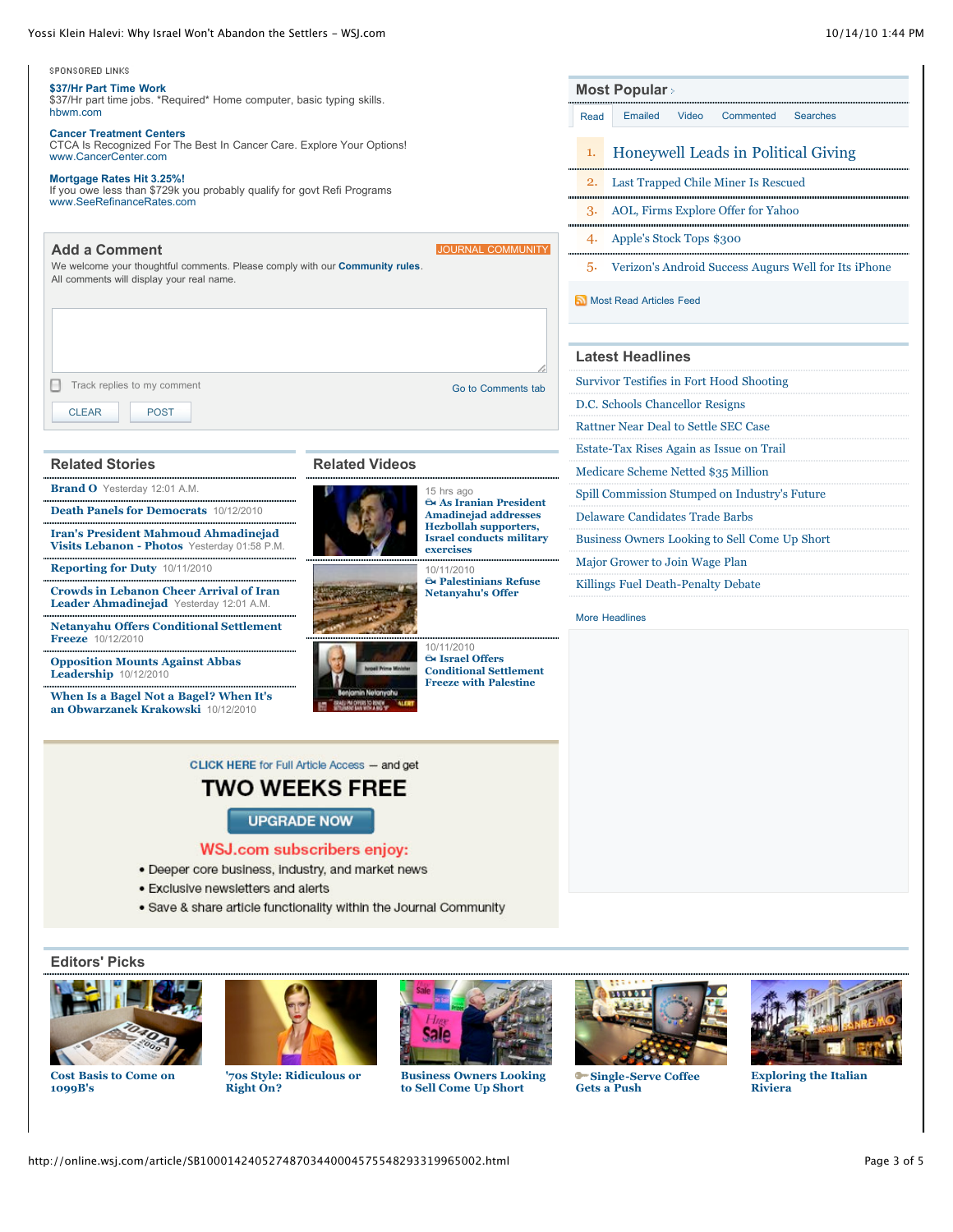SPONSORED LINKS

**$37/Hr Part Time Work**
$37/Hr part time jobs. *Required* Home computer, basic typing skills.
hbwm.com

**Cancer Treatment Centers**
CTCA Is Recognized For The Best In Cancer Care. Explore Your Options!
www.CancerCenter.com

**Mortgage Rates Hit 3.25%!**
If you owe less than $729k you probably qualify for govt Refi Programs
www.SeeRefinanceRates.com

## Add a Comment

JOURNAL COMMUNITY

We welcome your thoughtful comments. Please comply with our **Community rules**.
All comments will display your real name.

Track replies to my comment

Go to Comments tab

CLEAR POST

## Related Stories

- **Brand O** Yesterday 12:01 A.M.
- **Death Panels for Democrats** 10/12/2010
- **Iran's President Mahmoud Ahmadinejad Visits Lebanon - Photos** Yesterday 01:58 P.M.
- **Reporting for Duty** 10/11/2010
- **Crowds in Lebanon Cheer Arrival of Iran Leader Ahmadinejad** Yesterday 12:01 A.M.
- **Netanyahu Offers Conditional Settlement Freeze** 10/12/2010
- **Opposition Mounts Against Abbas Leadership** 10/12/2010
- **When Is a Bagel Not a Bagel? When It's an Obwarzanek Krakowski** 10/12/2010

## Related Videos

15 hrs ago
**As Iranian President Amadinejad addresses Hezbollah supporters, Israel conducts military exercises**

10/11/2010
**Palestinians Refuse Netanyahu's Offer**

10/11/2010
**Israel Offers Conditional Settlement Freeze with Palestine**

CLICK HERE for Full Article Access — and get

**TWO WEEKS FREE**

UPGRADE NOW

**WSJ.com subscribers enjoy:**

- Deeper core business, industry, and market news
- Exclusive newsletters and alerts
- Save & share article functionality within the Journal Community

## Most Popular

Read | Emailed | Video | Commented | Searches

1. Honeywell Leads in Political Giving
2. Last Trapped Chile Miner Is Rescued
3. AOL, Firms Explore Offer for Yahoo
4. Apple's Stock Tops $300
5. Verizon's Android Success Augurs Well for Its iPhone

Most Read Articles Feed

## Latest Headlines

- Survivor Testifies in Fort Hood Shooting
- D.C. Schools Chancellor Resigns
- Rattner Near Deal to Settle SEC Case
- Estate-Tax Rises Again as Issue on Trail
- Medicare Scheme Netted $35 Million
- Spill Commission Stumped on Industry's Future
- Delaware Candidates Trade Barbs
- Business Owners Looking to Sell Come Up Short
- Major Grower to Join Wage Plan
- Killings Fuel Death-Penalty Debate

More Headlines

## Editors' Picks

- **Cost Basis to Come on 1099B's**
- **'70s Style: Ridiculous or Right On?**
- **Business Owners Looking to Sell Come Up Short**
- **Single-Serve Coffee Gets a Push**
- **Exploring the Italian Riviera**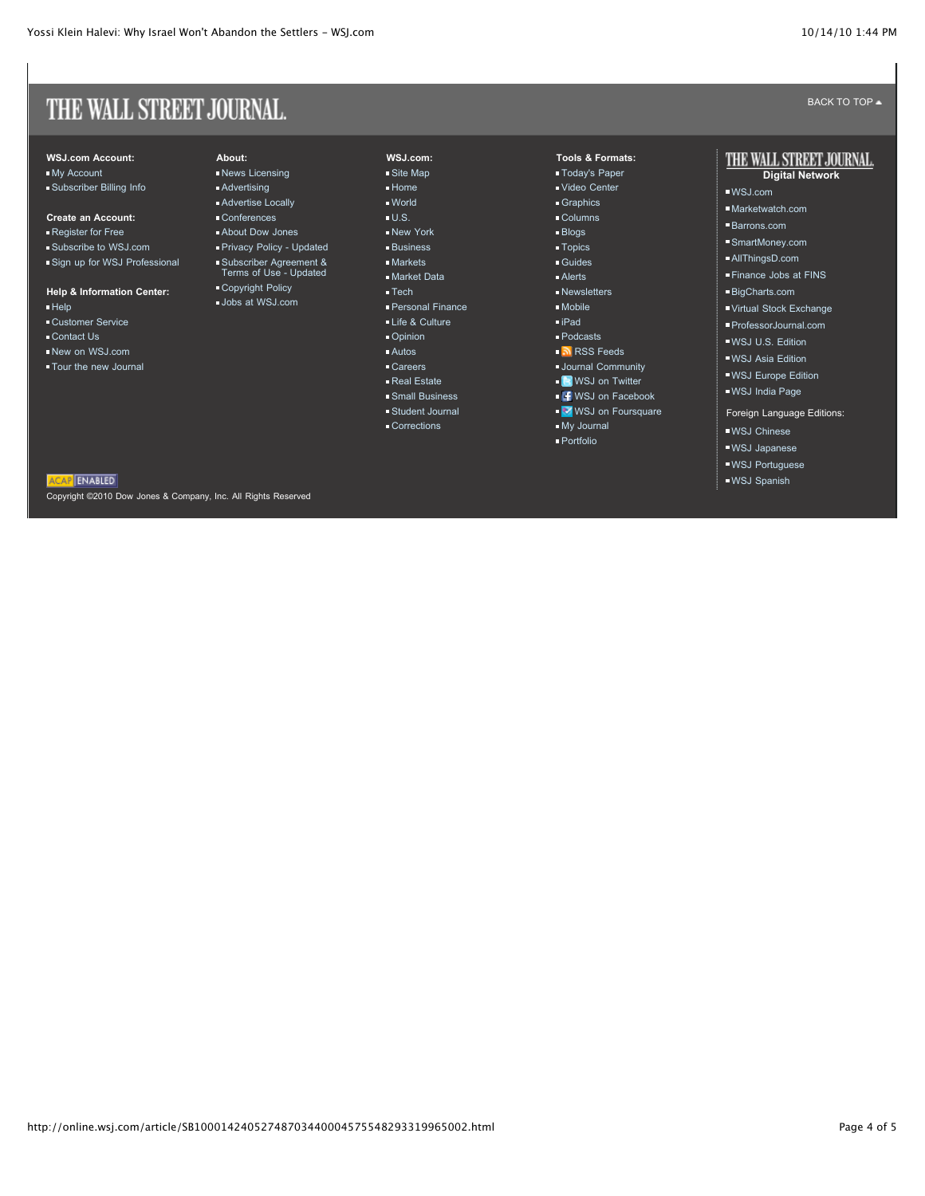THE WALL STREET JOURNAL.

BACK TO TOP

**WSJ.com Account:**

- My Account
- Subscriber Billing Info

**Create an Account:**

- Register for Free
- Subscribe to WSJ.com
- Sign up for WSJ Professional

**Help & Information Center:**

- Help
- Customer Service
- Contact Us
- New on WSJ.com
- Tour the new Journal

**About:**

- News Licensing
- Advertising
- Advertise Locally
- Conferences
- About Dow Jones
- Privacy Policy - Updated
- Subscriber Agreement & Terms of Use - Updated
- Copyright Policy
- Jobs at WSJ.com

**WSJ.com:**

- Site Map
- Home
- World
- U.S.
- New York
- Business
- Markets
- Market Data
- Tech
- Personal Finance
- Life & Culture
- Opinion
- Autos
- Careers
- Real Estate
- Small Business
- Student Journal
- Corrections

**Tools & Formats:**

- Today's Paper
- Video Center
- Graphics
- Columns
- Blogs
- Topics
- Guides
- Alerts
- Newsletters
- Mobile
- iPad
- Podcasts
- RSS Feeds
- Journal Community
- WSJ on Twitter
- WSJ on Facebook
- WSJ on Foursquare
- My Journal
- Portfolio

THE WALL STREET JOURNAL.
**Digital Network**

- WSJ.com
- Marketwatch.com
- Barrons.com
- SmartMoney.com
- AllThingsD.com
- Finance Jobs at FINS
- BigCharts.com
- Virtual Stock Exchange
- ProfessorJournal.com
- WSJ U.S. Edition
- WSJ Asia Edition
- WSJ Europe Edition
- WSJ India Page

Foreign Language Editions:

- WSJ Chinese
- WSJ Japanese
- WSJ Portuguese
- WSJ Spanish

ACAP ENABLED

Copyright ©2010 Dow Jones & Company, Inc. All Rights Reserved